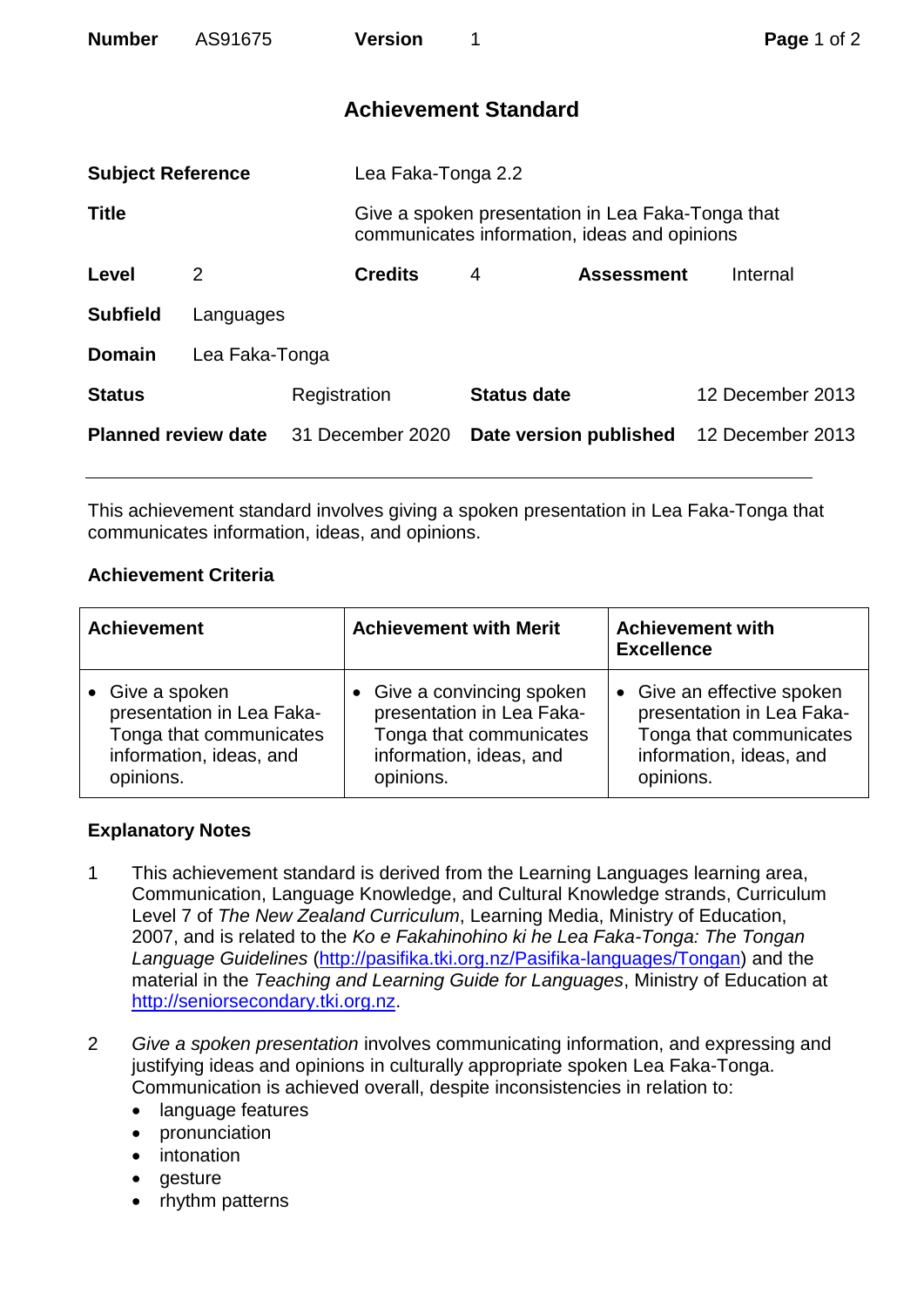| Number | AS91675 | Version | 1 |
|---|---|---|---|

# Achievement Standard

| | | | | | |
|---|---|---|---|---|---|
| **Subject Reference** | | Lea Faka-Tonga 2.2 | | | |
| **Title** | | Give a spoken presentation in Lea Faka-Tonga that communicates information, ideas and opinions | | | |
| **Level** | 2 | **Credits** | 4 | **Assessment** | Internal |
| **Subfield** | Languages | | | | |
| **Domain** | Lea Faka-Tonga | | | | |
| **Status** | Registration | **Status date** | 12 December 2013 | | |
| **Planned review date** | 31 December 2020 | **Date version published** | 12 December 2013 | | |

This achievement standard involves giving a spoken presentation in Lea Faka-Tonga that communicates information, ideas, and opinions.

### Achievement Criteria

| Achievement | Achievement with Merit | Achievement with Excellence |
|---|---|---|
| • Give a spoken presentation in Lea Faka-Tonga that communicates information, ideas, and opinions. | • Give a convincing spoken presentation in Lea Faka-Tonga that communicates information, ideas, and opinions. | • Give an effective spoken presentation in Lea Faka-Tonga that communicates information, ideas, and opinions. |

### Explanatory Notes

1. This achievement standard is derived from the Learning Languages learning area, Communication, Language Knowledge, and Cultural Knowledge strands, Curriculum Level 7 of *The New Zealand Curriculum*, Learning Media, Ministry of Education, 2007, and is related to the *Ko e Fakahinohino ki he Lea Faka-Tonga: The Tongan Language Guidelines* (http://pasifika.tki.org.nz/Pasifika-languages/Tongan) and the material in the *Teaching and Learning Guide for Languages*, Ministry of Education at http://seniorsecondary.tki.org.nz.

2. *Give a spoken presentation* involves communicating information, and expressing and justifying ideas and opinions in culturally appropriate spoken Lea Faka-Tonga. Communication is achieved overall, despite inconsistencies in relation to:
   - language features
   - pronunciation
   - intonation
   - gesture
   - rhythm patterns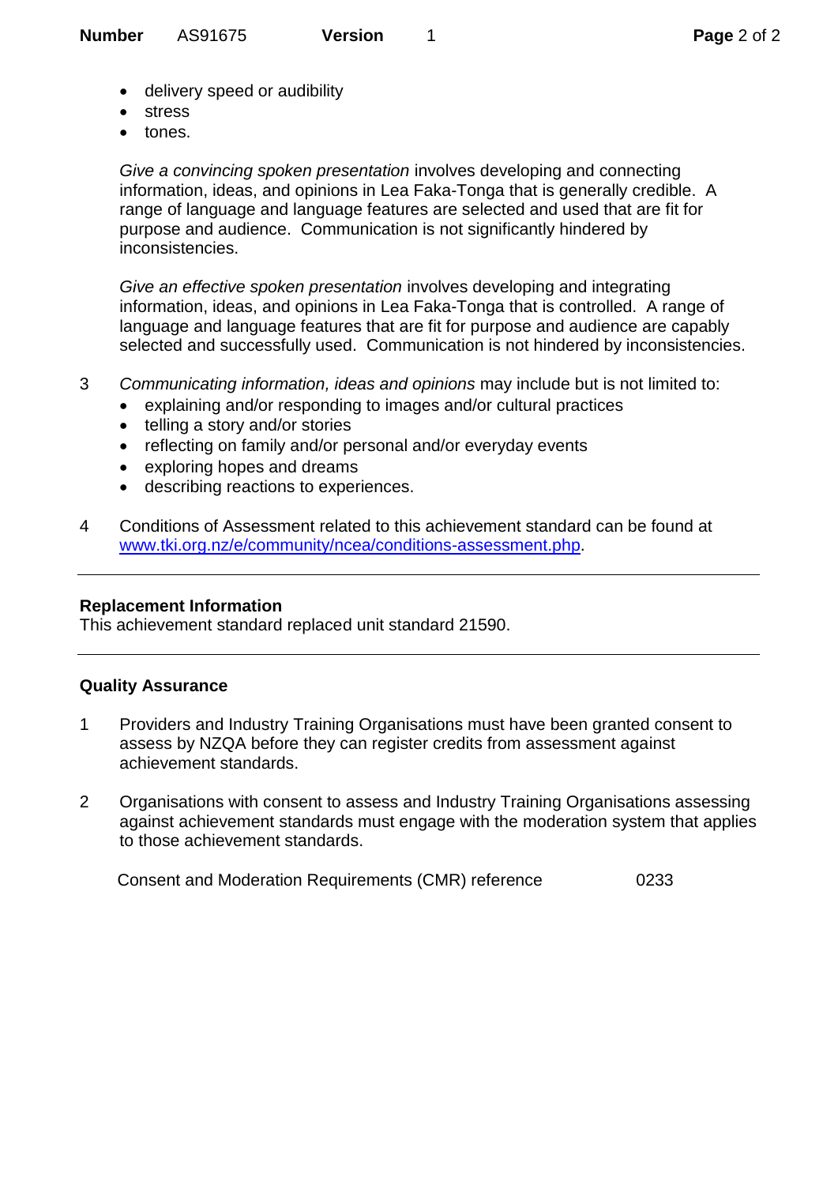- delivery speed or audibility
- stress
- tones.

*Give a convincing spoken presentation* involves developing and connecting information, ideas, and opinions in Lea Faka-Tonga that is generally credible. A range of language and language features are selected and used that are fit for purpose and audience. Communication is not significantly hindered by inconsistencies.

*Give an effective spoken presentation* involves developing and integrating information, ideas, and opinions in Lea Faka-Tonga that is controlled. A range of language and language features that are fit for purpose and audience are capably selected and successfully used. Communication is not hindered by inconsistencies.

3 *Communicating information, ideas and opinions* may include but is not limited to:
- explaining and/or responding to images and/or cultural practices
- telling a story and/or stories
- reflecting on family and/or personal and/or everyday events
- exploring hopes and dreams
- describing reactions to experiences.

4 Conditions of Assessment related to this achievement standard can be found at www.tki.org.nz/e/community/ncea/conditions-assessment.php.

---

**Replacement Information**

This achievement standard replaced unit standard 21590.

---

**Quality Assurance**

1 Providers and Industry Training Organisations must have been granted consent to assess by NZQA before they can register credits from assessment against achievement standards.

2 Organisations with consent to assess and Industry Training Organisations assessing against achievement standards must engage with the moderation system that applies to those achievement standards.

Consent and Moderation Requirements (CMR) reference 0233